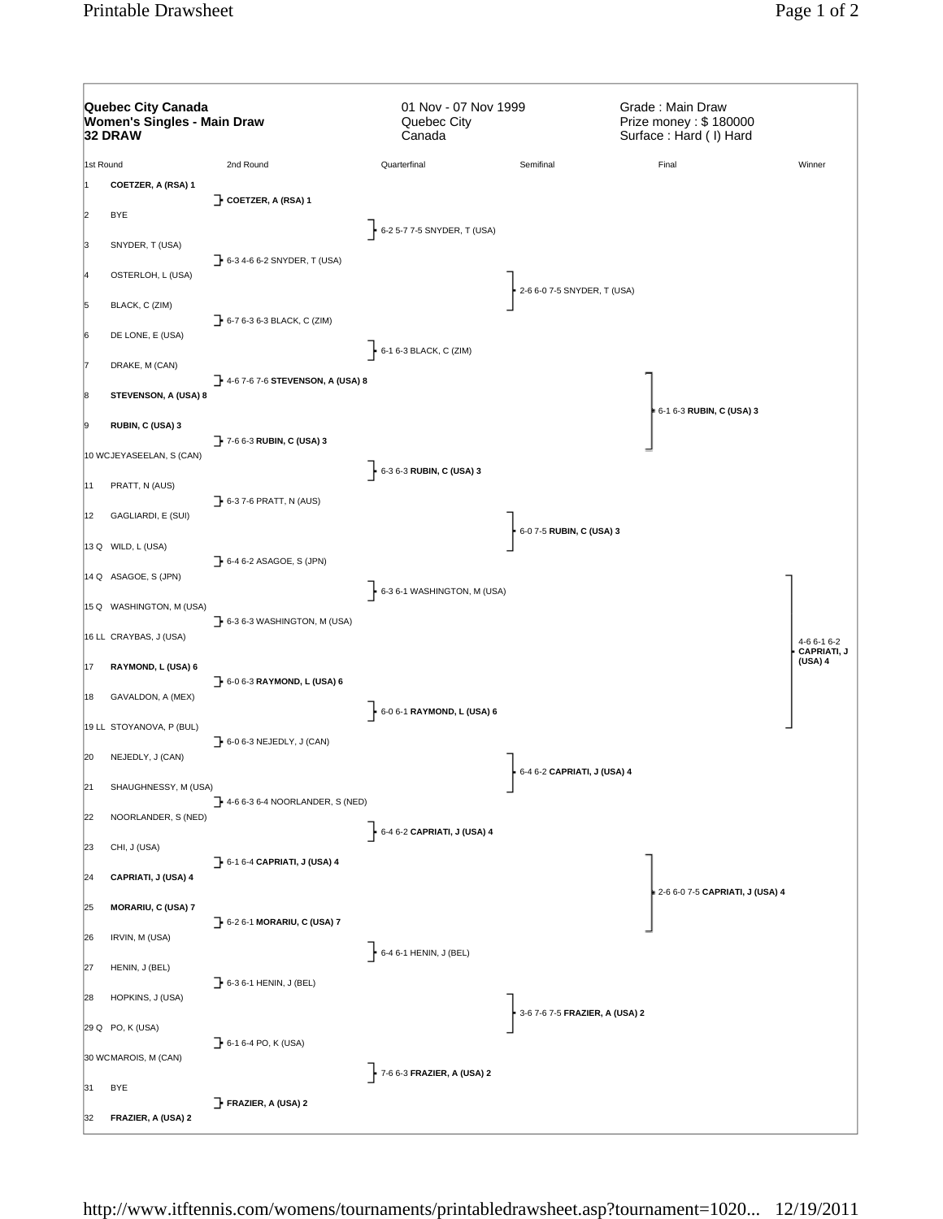**Quebec City Canada**
**Women's Singles - Main Draw**
**32 DRAW**

01 Nov - 07 Nov 1999
Quebec City
Canada

Grade : Main Draw
Prize money : $ 180000
Surface : Hard ( I) Hard

| # | 1st Round | 2nd Round | Quarterfinal | Semifinal | Final | Winner |
|---|---|---|---|---|---|---|
| 1 | **COETZER, A (RSA) 1** | **COETZER, A (RSA) 1** | 6-2 5-7 7-5 SNYDER, T (USA) | 2-6 6-0 7-5 SNYDER, T (USA) | 6-1 6-3 **RUBIN, C (USA) 3** | 4-6 6-1 6-2 **CAPRIATI, J (USA) 4** |
| 2 | BYE | | | | | |
| 3 | SNYDER, T (USA) | 6-3 4-6 6-2 SNYDER, T (USA) | | | | |
| 4 | OSTERLOH, L (USA) | | | | | |
| 5 | BLACK, C (ZIM) | 6-7 6-3 6-3 BLACK, C (ZIM) | 6-1 6-3 BLACK, C (ZIM) | | | |
| 6 | DE LONE, E (USA) | | | | | |
| 7 | DRAKE, M (CAN) | 4-6 7-6 7-6 **STEVENSON, A (USA) 8** | | | | |
| 8 | **STEVENSON, A (USA) 8** | | | | | |
| 9 | **RUBIN, C (USA) 3** | 7-6 6-3 **RUBIN, C (USA) 3** | 6-3 6-3 **RUBIN, C (USA) 3** | 6-0 7-5 **RUBIN, C (USA) 3** | | |
| 10 WC | JEYASEELAN, S (CAN) | | | | | |
| 11 | PRATT, N (AUS) | 6-3 7-6 PRATT, N (AUS) | | | | |
| 12 | GAGLIARDI, E (SUI) | | | | | |
| 13 Q | WILD, L (USA) | 6-4 6-2 ASAGOE, S (JPN) | 6-3 6-1 WASHINGTON, M (USA) | | | |
| 14 Q | ASAGOE, S (JPN) | | | | | |
| 15 Q | WASHINGTON, M (USA) | 6-3 6-3 WASHINGTON, M (USA) | | | | |
| 16 LL | CRAYBAS, J (USA) | | | | | |
| 17 | **RAYMOND, L (USA) 6** | 6-0 6-3 **RAYMOND, L (USA) 6** | 6-0 6-1 **RAYMOND, L (USA) 6** | 6-4 6-2 **CAPRIATI, J (USA) 4** | 2-6 6-0 7-5 **CAPRIATI, J (USA) 4** | |
| 18 | GAVALDON, A (MEX) | | | | | |
| 19 LL | STOYANOVA, P (BUL) | 6-0 6-3 NEJEDLY, J (CAN) | | | | |
| 20 | NEJEDLY, J (CAN) | | | | | |
| 21 | SHAUGHNESSY, M (USA) | 4-6 6-3 6-4 NOORLANDER, S (NED) | 6-4 6-2 **CAPRIATI, J (USA) 4** | | | |
| 22 | NOORLANDER, S (NED) | | | | | |
| 23 | CHI, J (USA) | 6-1 6-4 **CAPRIATI, J (USA) 4** | | | | |
| 24 | **CAPRIATI, J (USA) 4** | | | | | |
| 25 | **MORARIU, C (USA) 7** | 6-2 6-1 **MORARIU, C (USA) 7** | 6-4 6-1 HENIN, J (BEL) | 3-6 7-6 7-5 **FRAZIER, A (USA) 2** | | |
| 26 | IRVIN, M (USA) | | | | | |
| 27 | HENIN, J (BEL) | 6-3 6-1 HENIN, J (BEL) | | | | |
| 28 | HOPKINS, J (USA) | | | | | |
| 29 Q | PO, K (USA) | 6-1 6-4 PO, K (USA) | 7-6 6-3 **FRAZIER, A (USA) 2** | | | |
| 30 WC | MAROIS, M (CAN) | | | | | |
| 31 | BYE | **FRAZIER, A (USA) 2** | | | | |
| 32 | **FRAZIER, A (USA) 2** | | | | | |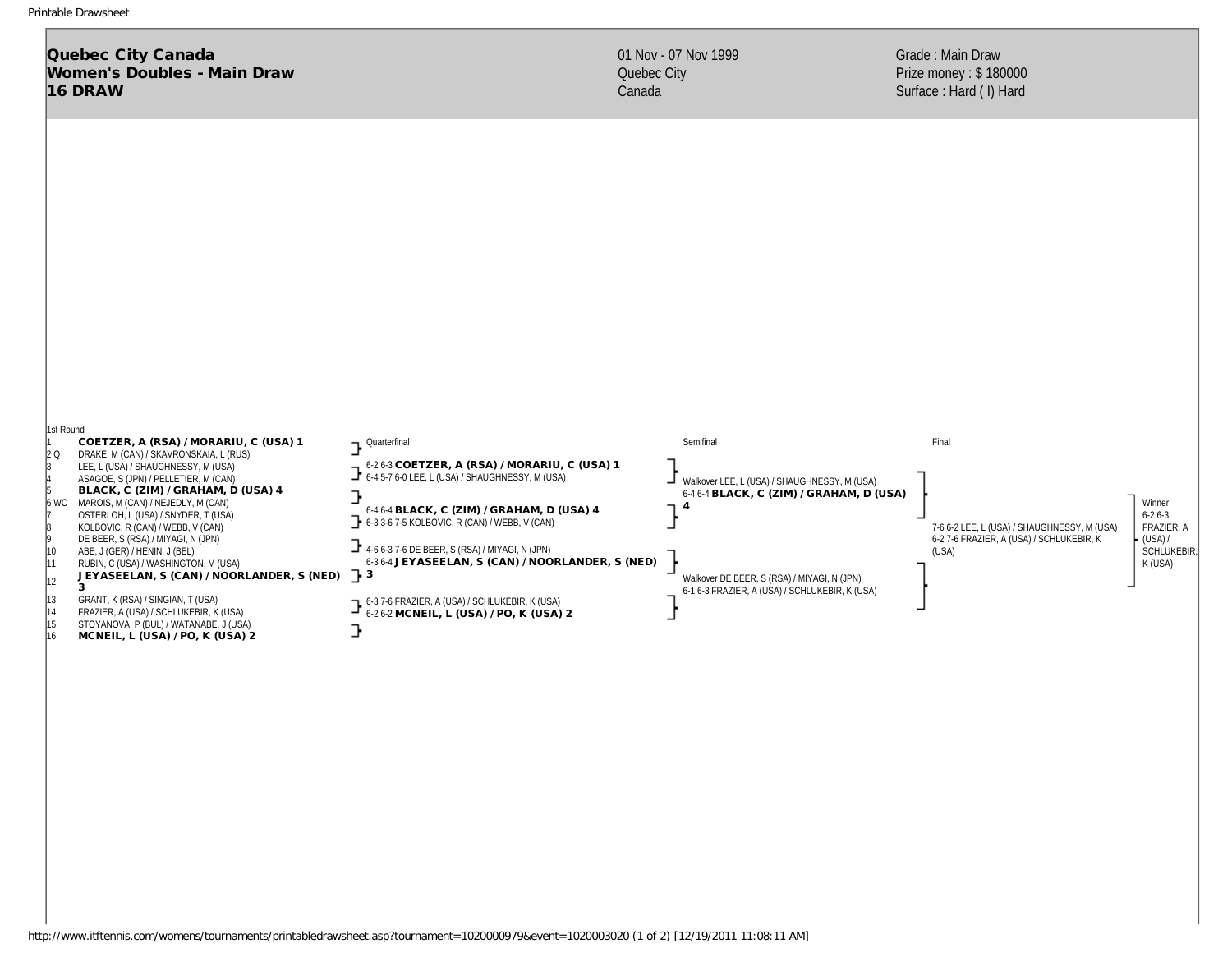# Quebec City Canada
## Women's Doubles - Main Draw
## 16 DRAW

01 Nov - 07 Nov 1999
Quebec City
Canada

Grade : Main Draw
Prize money : $ 180000
Surface : Hard ( I) Hard

### 1st Round

| # | | Player |
|---|---|---|
| 1 | | **COETZER, A (RSA) / MORARIU, C (USA) 1** |
| 2 | Q | DRAKE, M (CAN) / SKAVRONSKAIA, L (RUS) |
| 3 | | LEE, L (USA) / SHAUGHNESSY, M (USA) |
| 4 | | ASAGOE, S (JPN) / PELLETIER, M (CAN) |
| 5 | | **BLACK, C (ZIM) / GRAHAM, D (USA) 4** |
| 6 | WC | MAROIS, M (CAN) / NEJEDLY, M (CAN) |
| 7 | | OSTERLOH, L (USA) / SNYDER, T (USA) |
| 8 | | KOLBOVIC, R (CAN) / WEBB, V (CAN) |
| 9 | | DE BEER, S (RSA) / MIYAGI, N (JPN) |
| 10 | | ABE, J (GER) / HENIN, J (BEL) |
| 11 | | RUBIN, C (USA) / WASHINGTON, M (USA) |
| 12 | | **J EYASEELAN, S (CAN) / NOORLANDER, S (NED) 3** |
| 13 | | GRANT, K (RSA) / SINGIAN, T (USA) |
| 14 | | FRAZIER, A (USA) / SCHLUKEBIR, K (USA) |
| 15 | | STOYANOVA, P (BUL) / WATANABE, J (USA) |
| 16 | | **MCNEIL, L (USA) / PO, K (USA) 2** |

### Quarterfinal

- 6-2 6-3 **COETZER, A (RSA) / MORARIU, C (USA) 1**
- 6-4 5-7 6-0 LEE, L (USA) / SHAUGHNESSY, M (USA)
- 6-4 6-4 **BLACK, C (ZIM) / GRAHAM, D (USA) 4**
- 6-3 3-6 7-5 KOLBOVIC, R (CAN) / WEBB, V (CAN)
- 4-6 6-3 7-6 DE BEER, S (RSA) / MIYAGI, N (JPN)
- 6-3 6-4 **J EYASEELAN, S (CAN) / NOORLANDER, S (NED) 3**
- 6-3 7-6 FRAZIER, A (USA) / SCHLUKEBIR, K (USA)
- 6-2 6-2 **MCNEIL, L (USA) / PO, K (USA) 2**

### Semifinal

- Walkover LEE, L (USA) / SHAUGHNESSY, M (USA)
- 6-4 6-4 **BLACK, C (ZIM) / GRAHAM, D (USA) 4**
- Walkover DE BEER, S (RSA) / MIYAGI, N (JPN)
- 6-1 6-3 FRAZIER, A (USA) / SCHLUKEBIR, K (USA)

### Final

- 7-6 6-2 LEE, L (USA) / SHAUGHNESSY, M (USA)
- 6-2 7-6 FRAZIER, A (USA) / SCHLUKEBIR, K (USA)

### Winner

6-2 6-3 FRAZIER, A (USA) / SCHLUKEBIR, K (USA)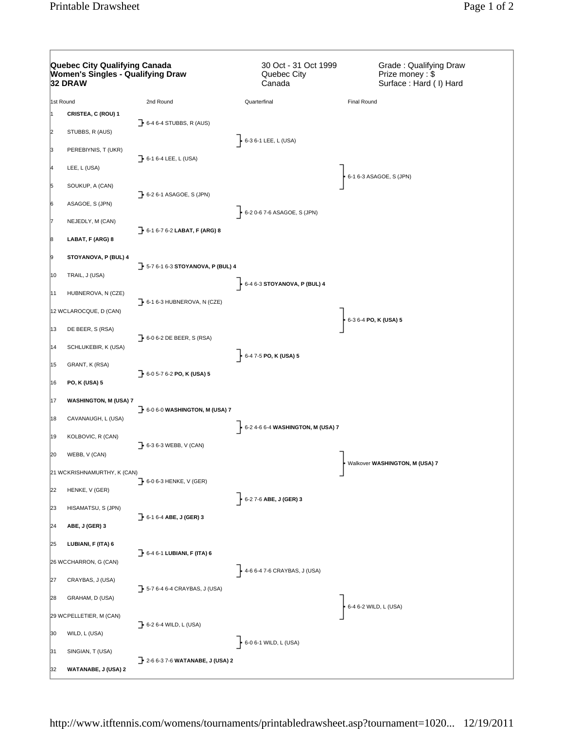**Quebec City Qualifying Canada**
**Women's Singles - Qualifying Draw**
**32 DRAW**

30 Oct - 31 Oct 1999
Quebec City
Canada

Grade : Qualifying Draw
Prize money : $
Surface : Hard ( I) Hard

| 1st Round | 2nd Round | Quarterfinal | Final Round |
|---|---|---|---|
| 1 **CRISTEA, C (ROU) 1** | | | |
| | 6-4 6-4 STUBBS, R (AUS) | | |
| 2 STUBBS, R (AUS) | | | |
| | | 6-3 6-1 LEE, L (USA) | |
| 3 PEREBIYNIS, T (UKR) | | | |
| | 6-1 6-4 LEE, L (USA) | | |
| 4 LEE, L (USA) | | | |
| | | | 6-1 6-3 ASAGOE, S (JPN) |
| 5 SOUKUP, A (CAN) | | | |
| | 6-2 6-1 ASAGOE, S (JPN) | | |
| 6 ASAGOE, S (JPN) | | | |
| | | 6-2 0-6 7-6 ASAGOE, S (JPN) | |
| 7 NEJEDLY, M (CAN) | | | |
| | 6-1 6-7 6-2 **LABAT, F (ARG) 8** | | |
| 8 **LABAT, F (ARG) 8** | | | |
| 9 **STOYANOVA, P (BUL) 4** | | | |
| | 5-7 6-1 6-3 **STOYANOVA, P (BUL) 4** | | |
| 10 TRAIL, J (USA) | | | |
| | | 6-4 6-3 **STOYANOVA, P (BUL) 4** | |
| 11 HUBNEROVA, N (CZE) | | | |
| | 6-1 6-3 HUBNEROVA, N (CZE) | | |
| 12 WCLAROCQUE, D (CAN) | | | |
| | | | 6-3 6-4 **PO, K (USA) 5** |
| 13 DE BEER, S (RSA) | | | |
| | 6-0 6-2 DE BEER, S (RSA) | | |
| 14 SCHLUKEBIR, K (USA) | | | |
| | | 6-4 7-5 **PO, K (USA) 5** | |
| 15 GRANT, K (RSA) | | | |
| | 6-0 5-7 6-2 **PO, K (USA) 5** | | |
| 16 **PO, K (USA) 5** | | | |
| 17 **WASHINGTON, M (USA) 7** | | | |
| | 6-0 6-0 **WASHINGTON, M (USA) 7** | | |
| 18 CAVANAUGH, L (USA) | | | |
| | | 6-2 4-6 6-4 **WASHINGTON, M (USA) 7** | |
| 19 KOLBOVIC, R (CAN) | | | |
| | 6-3 6-3 WEBB, V (CAN) | | |
| 20 WEBB, V (CAN) | | | |
| | | | Walkover **WASHINGTON, M (USA) 7** |
| 21 WCKRISHNAMURTHY, K (CAN) | | | |
| | 6-0 6-3 HENKE, V (GER) | | |
| 22 HENKE, V (GER) | | | |
| | | 6-2 7-6 **ABE, J (GER) 3** | |
| 23 HISAMATSU, S (JPN) | | | |
| | 6-1 6-4 **ABE, J (GER) 3** | | |
| 24 **ABE, J (GER) 3** | | | |
| 25 **LUBIANI, F (ITA) 6** | | | |
| | 6-4 6-1 **LUBIANI, F (ITA) 6** | | |
| 26 WCCHARRON, G (CAN) | | | |
| | | 4-6 6-4 7-6 CRAYBAS, J (USA) | |
| 27 CRAYBAS, J (USA) | | | |
| | 5-7 6-4 6-4 CRAYBAS, J (USA) | | |
| 28 GRAHAM, D (USA) | | | |
| | | | 6-4 6-2 WILD, L (USA) |
| 29 WCPELLETIER, M (CAN) | | | |
| | 6-2 6-4 WILD, L (USA) | | |
| 30 WILD, L (USA) | | | |
| | | 6-0 6-1 WILD, L (USA) | |
| 31 SINGIAN, T (USA) | | | |
| | 2-6 6-3 7-6 **WATANABE, J (USA) 2** | | |
| 32 **WATANABE, J (USA) 2** | | | |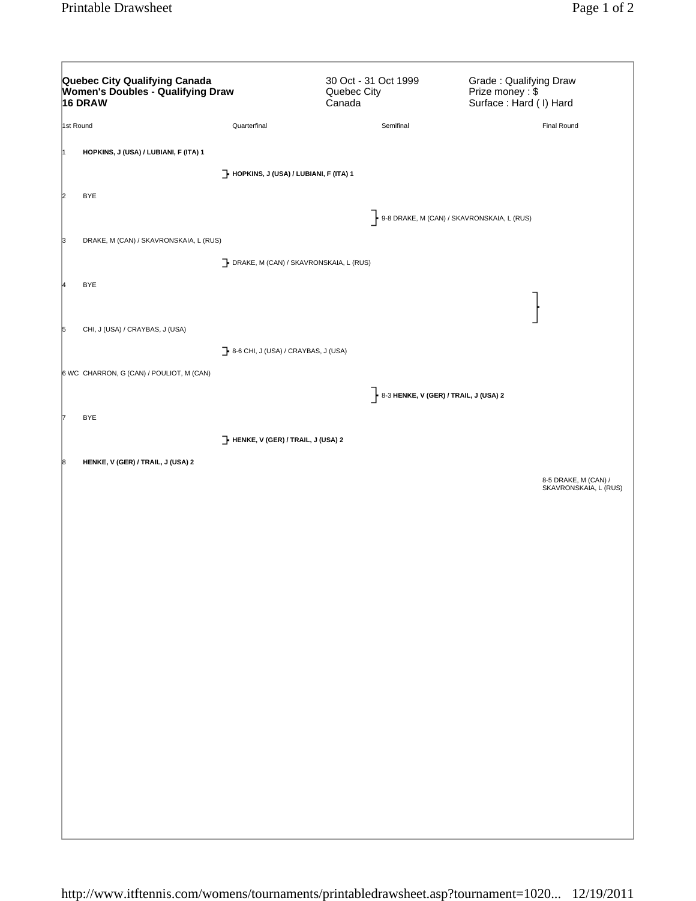**Quebec City Qualifying Canada**
**Women's Doubles - Qualifying Draw**
**16 DRAW**

30 Oct - 31 Oct 1999
Quebec City
Canada

Grade : Qualifying Draw
Prize money : $
Surface : Hard ( I) Hard

| 1st Round | Quarterfinal | Semifinal | Final Round |
|---|---|---|---|
| 1 **HOPKINS, J (USA) / LUBIANI, F (ITA) 1** | | | |
| | **HOPKINS, J (USA) / LUBIANI, F (ITA) 1** | | |
| 2 BYE | | | |
| | | 9-8 DRAKE, M (CAN) / SKAVRONSKAIA, L (RUS) | |
| 3 DRAKE, M (CAN) / SKAVRONSKAIA, L (RUS) | | | |
| | DRAKE, M (CAN) / SKAVRONSKAIA, L (RUS) | | |
| 4 BYE | | | |
| 5 CHI, J (USA) / CRAYBAS, J (USA) | | | |
| | 8-6 CHI, J (USA) / CRAYBAS, J (USA) | | |
| 6 WC CHARRON, G (CAN) / POULIOT, M (CAN) | | | |
| | | 8-3 **HENKE, V (GER) / TRAIL, J (USA) 2** | |
| 7 BYE | | | |
| | **HENKE, V (GER) / TRAIL, J (USA) 2** | | |
| 8 **HENKE, V (GER) / TRAIL, J (USA) 2** | | | |
| | | | 8-5 DRAKE, M (CAN) / SKAVRONSKAIA, L (RUS) |